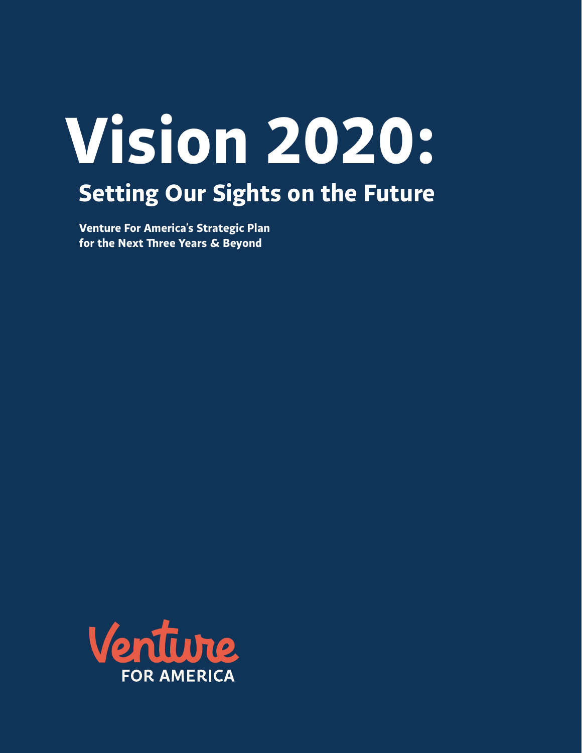# Vision 2020:

## Setting Our Sights on the Future

**Venture For America's Strategic Plan for the Next Three Years & Beyond**

Venture
FOR AMERICA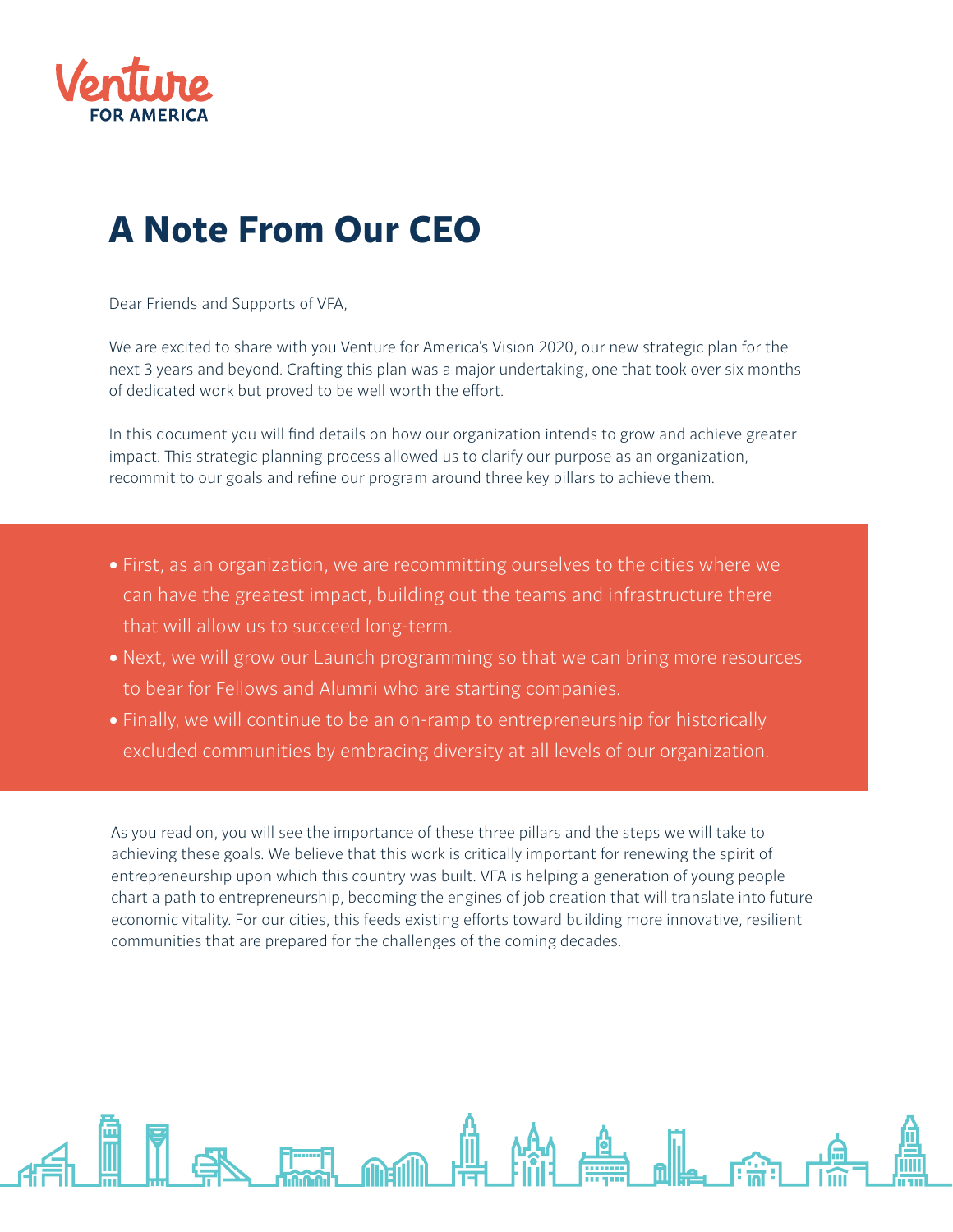# A Note From Our CEO

Dear Friends and Supports of VFA,

We are excited to share with you Venture for America's Vision 2020, our new strategic plan for the next 3 years and beyond. Crafting this plan was a major undertaking, one that took over six months of dedicated work but proved to be well worth the effort.

In this document you will find details on how our organization intends to grow and achieve greater impact. This strategic planning process allowed us to clarify our purpose as an organization, recommit to our goals and refine our program around three key pillars to achieve them.

- First, as an organization, we are recommitting ourselves to the cities where we can have the greatest impact, building out the teams and infrastructure there that will allow us to succeed long-term.
- Next, we will grow our Launch programming so that we can bring more resources to bear for Fellows and Alumni who are starting companies.
- Finally, we will continue to be an on-ramp to entrepreneurship for historically excluded communities by embracing diversity at all levels of our organization.

As you read on, you will see the importance of these three pillars and the steps we will take to achieving these goals. We believe that this work is critically important for renewing the spirit of entrepreneurship upon which this country was built. VFA is helping a generation of young people chart a path to entrepreneurship, becoming the engines of job creation that will translate into future economic vitality. For our cities, this feeds existing efforts toward building more innovative, resilient communities that are prepared for the challenges of the coming decades.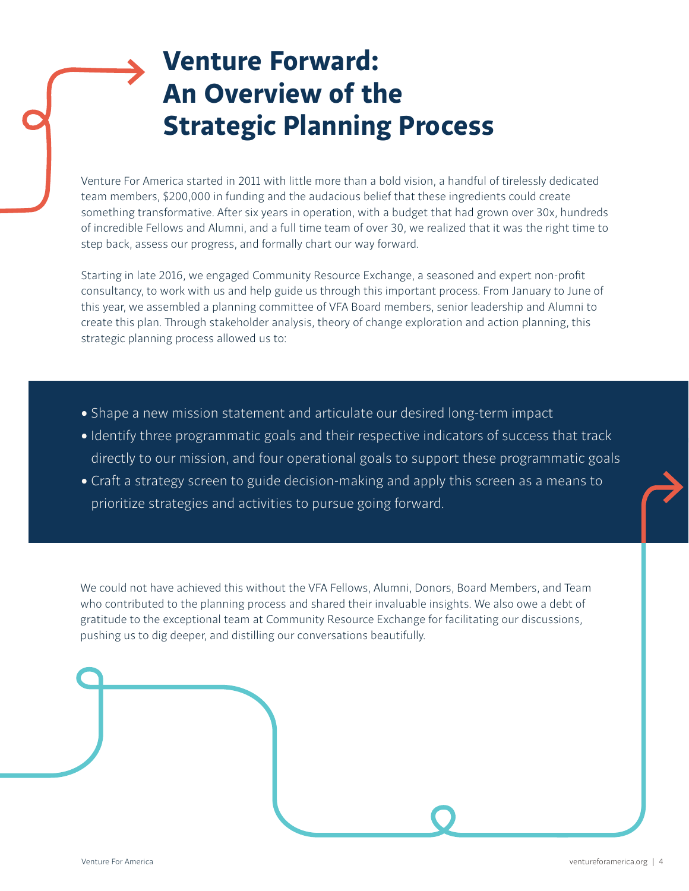# Venture Forward: An Overview of the Strategic Planning Process

Venture For America started in 2011 with little more than a bold vision, a handful of tirelessly dedicated team members, $200,000 in funding and the audacious belief that these ingredients could create something transformative. After six years in operation, with a budget that had grown over 30x, hundreds of incredible Fellows and Alumni, and a full time team of over 30, we realized that it was the right time to step back, assess our progress, and formally chart our way forward.

Starting in late 2016, we engaged Community Resource Exchange, a seasoned and expert non-profit consultancy, to work with us and help guide us through this important process. From January to June of this year, we assembled a planning committee of VFA Board members, senior leadership and Alumni to create this plan. Through stakeholder analysis, theory of change exploration and action planning, this strategic planning process allowed us to:

- Shape a new mission statement and articulate our desired long-term impact
- Identify three programmatic goals and their respective indicators of success that track directly to our mission, and four operational goals to support these programmatic goals
- Craft a strategy screen to guide decision-making and apply this screen as a means to prioritize strategies and activities to pursue going forward.

We could not have achieved this without the VFA Fellows, Alumni, Donors, Board Members, and Team who contributed to the planning process and shared their invaluable insights. We also owe a debt of gratitude to the exceptional team at Community Resource Exchange for facilitating our discussions, pushing us to dig deeper, and distilling our conversations beautifully.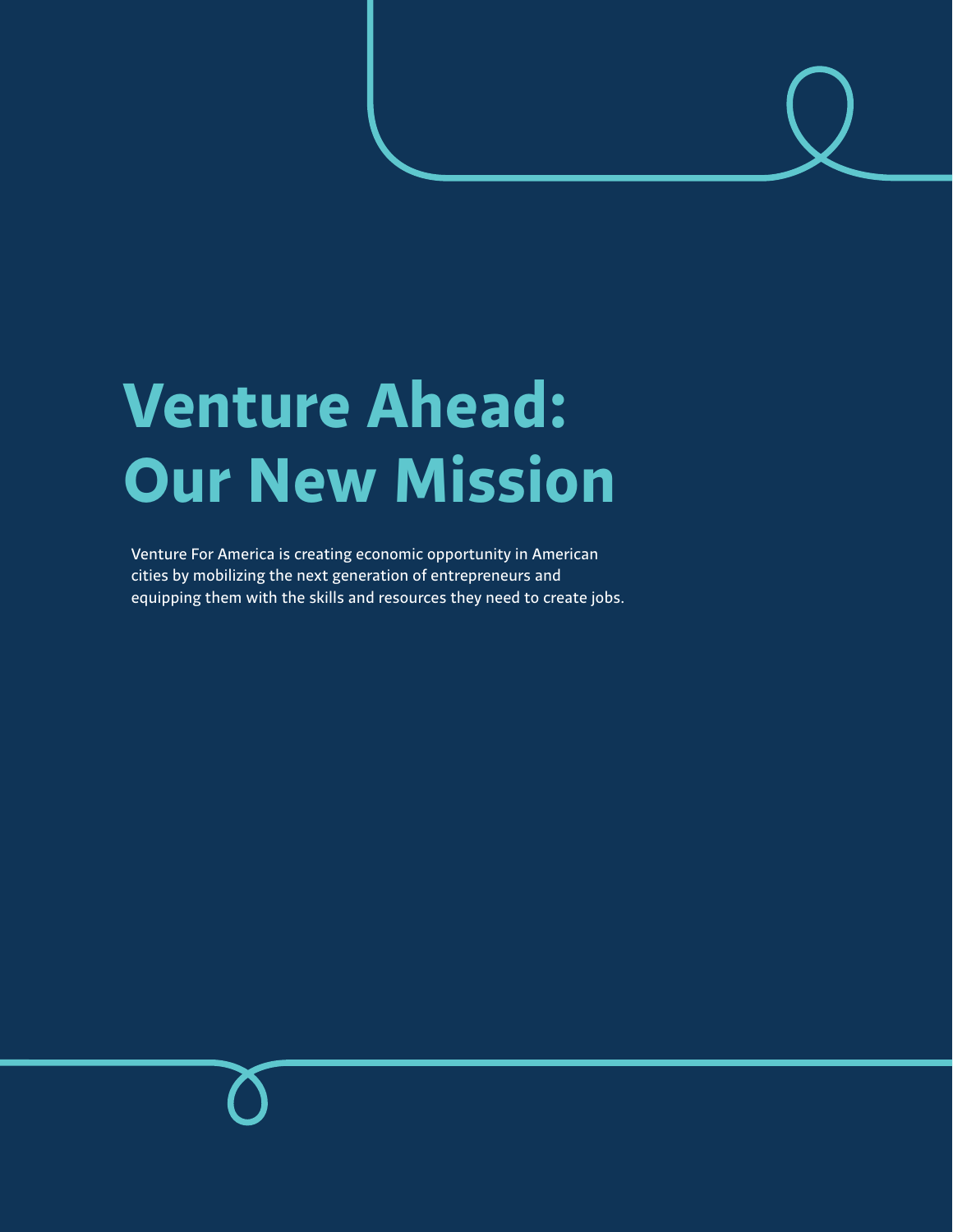# Venture Ahead: Our New Mission

Venture For America is creating economic opportunity in American cities by mobilizing the next generation of entrepreneurs and equipping them with the skills and resources they need to create jobs.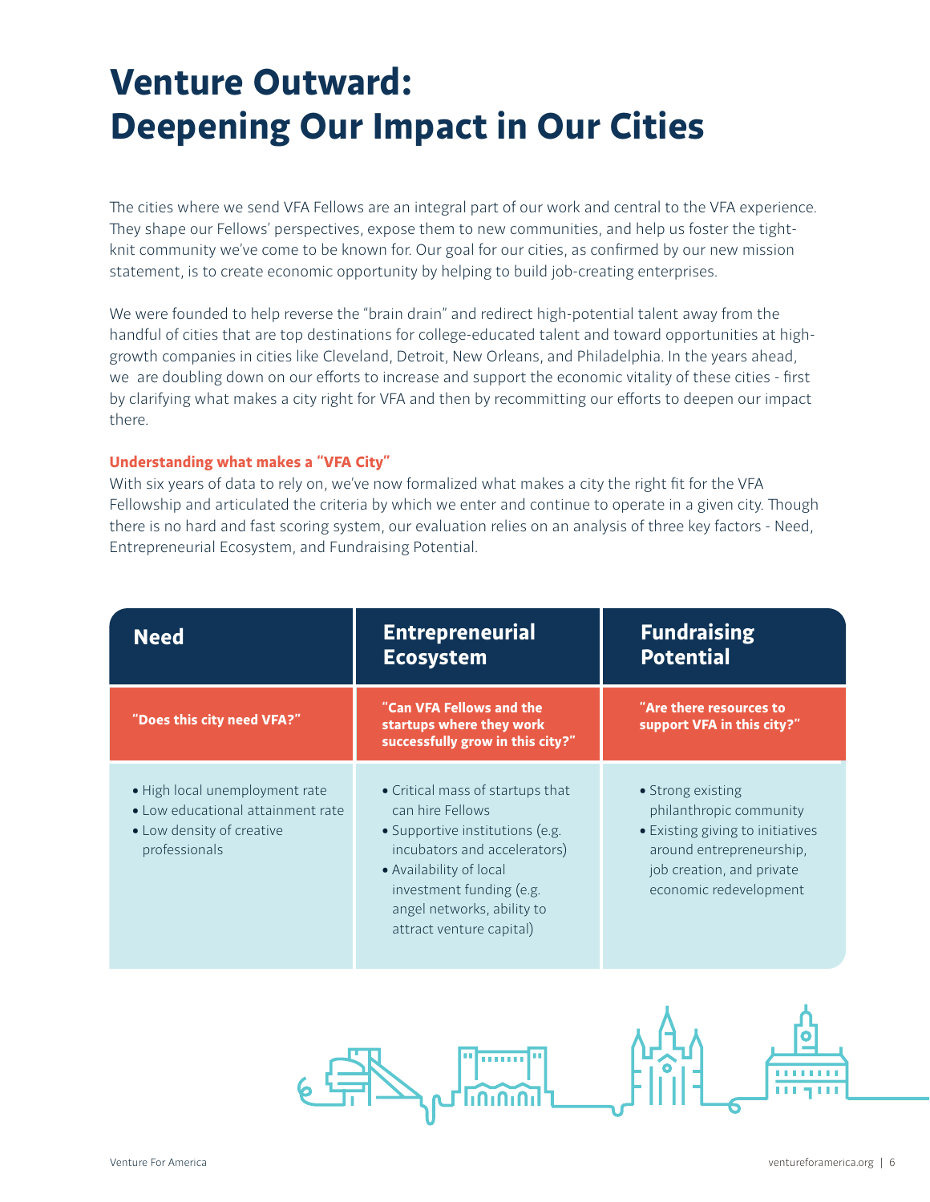# Venture Outward: Deepening Our Impact in Our Cities

The cities where we send VFA Fellows are an integral part of our work and central to the VFA experience. They shape our Fellows' perspectives, expose them to new communities, and help us foster the tight-knit community we've come to be known for. Our goal for our cities, as confirmed by our new mission statement, is to create economic opportunity by helping to build job-creating enterprises.

We were founded to help reverse the "brain drain" and redirect high-potential talent away from the handful of cities that are top destinations for college-educated talent and toward opportunities at high-growth companies in cities like Cleveland, Detroit, New Orleans, and Philadelphia. In the years ahead, we are doubling down on our efforts to increase and support the economic vitality of these cities - first by clarifying what makes a city right for VFA and then by recommitting our efforts to deepen our impact there.

### Understanding what makes a "VFA City"

With six years of data to rely on, we've now formalized what makes a city the right fit for the VFA Fellowship and articulated the criteria by which we enter and continue to operate in a given city. Though there is no hard and fast scoring system, our evaluation relies on an analysis of three key factors - Need, Entrepreneurial Ecosystem, and Fundraising Potential.

| Need | Entrepreneurial Ecosystem | Fundraising Potential |
|---|---|---|
| **"Does this city need VFA?"** | **"Can VFA Fellows and the startups where they work successfully grow in this city?"** | **"Are there resources to support VFA in this city?"** |
| • High local unemployment rate<br>• Low educational attainment rate<br>• Low density of creative professionals | • Critical mass of startups that can hire Fellows<br>• Supportive institutions (e.g. incubators and accelerators)<br>• Availability of local investment funding (e.g. angel networks, ability to attract venture capital) | • Strong existing philanthropic community<br>• Existing giving to initiatives around entrepreneurship, job creation, and private economic redevelopment |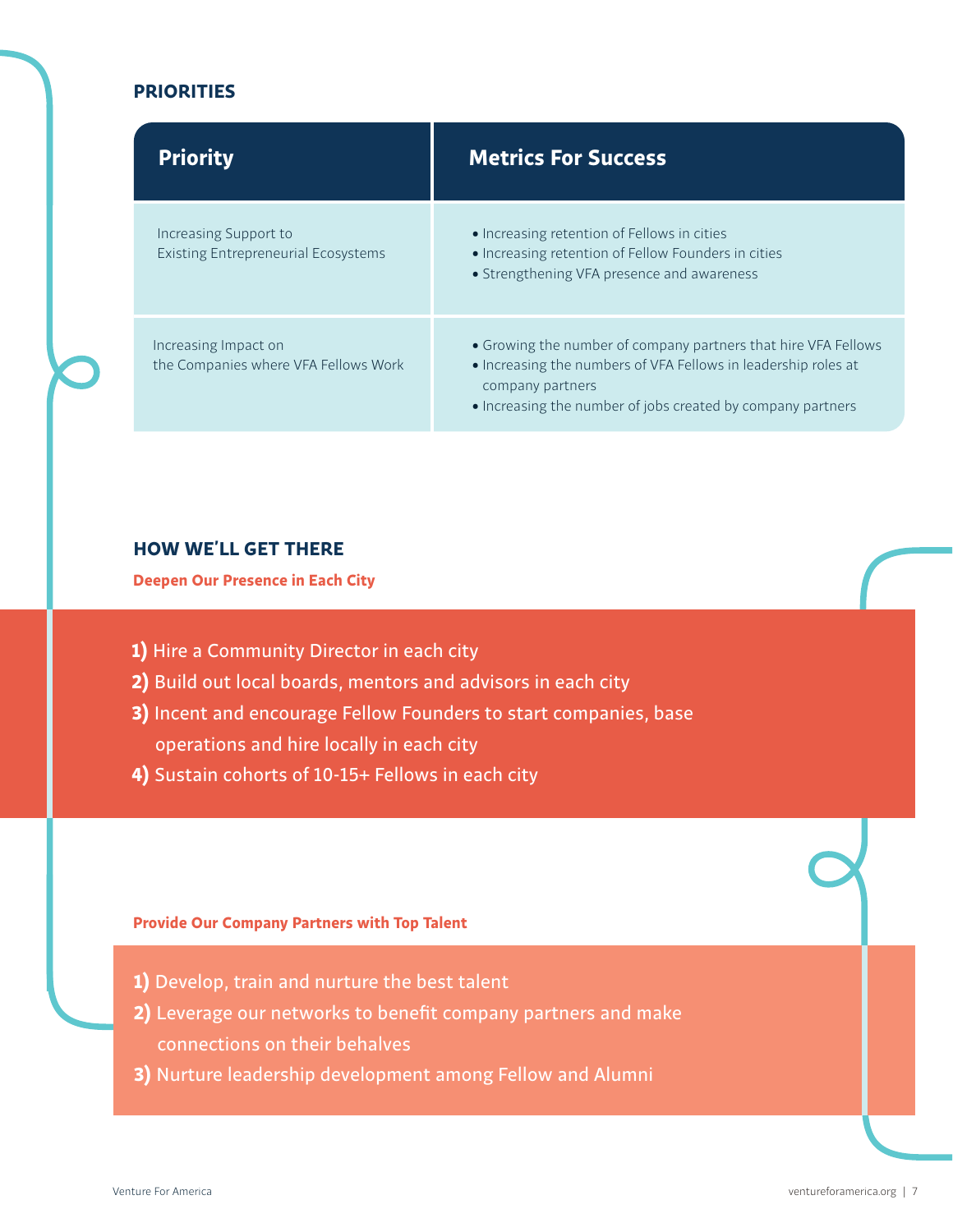## PRIORITIES

| Priority | Metrics For Success |
|---|---|
| Increasing Support to Existing Entrepreneurial Ecosystems | • Increasing retention of Fellows in cities<br>• Increasing retention of Fellow Founders in cities<br>• Strengthening VFA presence and awareness |
| Increasing Impact on the Companies where VFA Fellows Work | • Growing the number of company partners that hire VFA Fellows<br>• Increasing the numbers of VFA Fellows in leadership roles at company partners<br>• Increasing the number of jobs created by company partners |

## HOW WE'LL GET THERE

### Deepen Our Presence in Each City

**1)** Hire a Community Director in each city
**2)** Build out local boards, mentors and advisors in each city
**3)** Incent and encourage Fellow Founders to start companies, base operations and hire locally in each city
**4)** Sustain cohorts of 10-15+ Fellows in each city

### Provide Our Company Partners with Top Talent

**1)** Develop, train and nurture the best talent
**2)** Leverage our networks to benefit company partners and make connections on their behalves
**3)** Nurture leadership development among Fellow and Alumni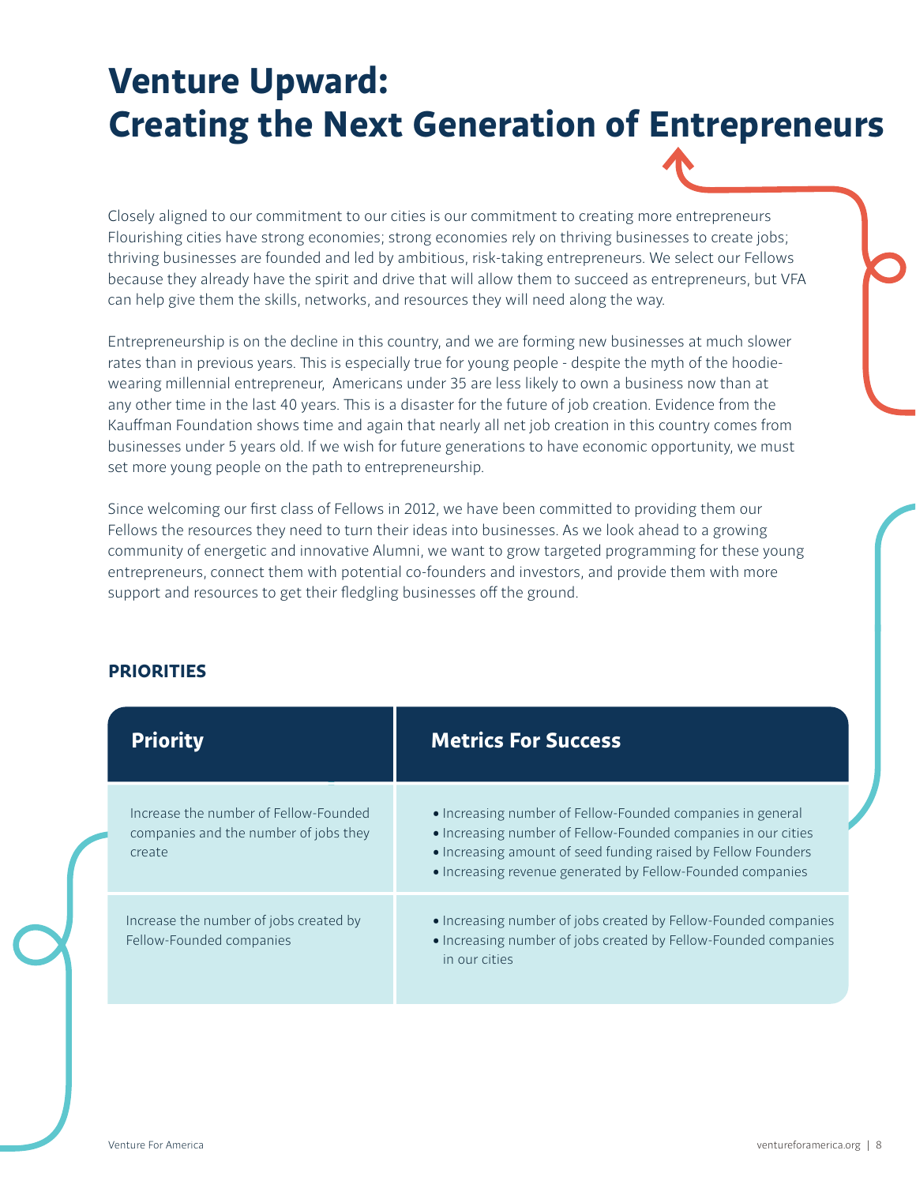# Venture Upward: Creating the Next Generation of Entrepreneurs

Closely aligned to our commitment to our cities is our commitment to creating more entrepreneurs Flourishing cities have strong economies; strong economies rely on thriving businesses to create jobs; thriving businesses are founded and led by ambitious, risk-taking entrepreneurs. We select our Fellows because they already have the spirit and drive that will allow them to succeed as entrepreneurs, but VFA can help give them the skills, networks, and resources they will need along the way.

Entrepreneurship is on the decline in this country, and we are forming new businesses at much slower rates than in previous years. This is especially true for young people - despite the myth of the hoodie-wearing millennial entrepreneur, Americans under 35 are less likely to own a business now than at any other time in the last 40 years. This is a disaster for the future of job creation. Evidence from the Kauffman Foundation shows time and again that nearly all net job creation in this country comes from businesses under 5 years old. If we wish for future generations to have economic opportunity, we must set more young people on the path to entrepreneurship.

Since welcoming our first class of Fellows in 2012, we have been committed to providing them our Fellows the resources they need to turn their ideas into businesses. As we look ahead to a growing community of energetic and innovative Alumni, we want to grow targeted programming for these young entrepreneurs, connect them with potential co-founders and investors, and provide them with more support and resources to get their fledgling businesses off the ground.

## PRIORITIES

| Priority | Metrics For Success |
| --- | --- |
| Increase the number of Fellow-Founded companies and the number of jobs they create | • Increasing number of Fellow-Founded companies in general<br>• Increasing number of Fellow-Founded companies in our cities<br>• Increasing amount of seed funding raised by Fellow Founders<br>• Increasing revenue generated by Fellow-Founded companies |
| Increase the number of jobs created by Fellow-Founded companies | • Increasing number of jobs created by Fellow-Founded companies<br>• Increasing number of jobs created by Fellow-Founded companies in our cities |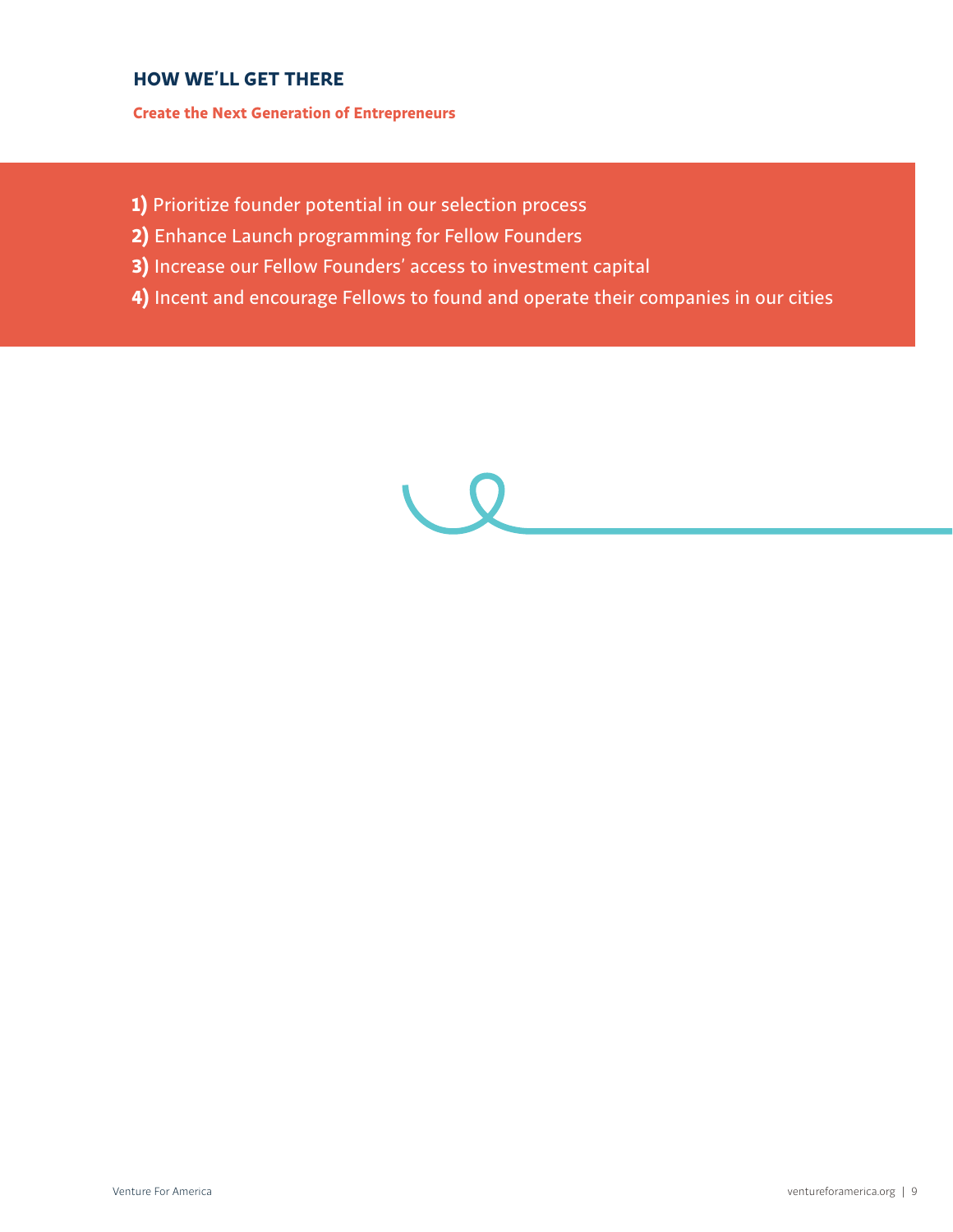## HOW WE'LL GET THERE

### Create the Next Generation of Entrepreneurs

**1)** Prioritize founder potential in our selection process

**2)** Enhance Launch programming for Fellow Founders

**3)** Increase our Fellow Founders' access to investment capital

**4)** Incent and encourage Fellows to found and operate their companies in our cities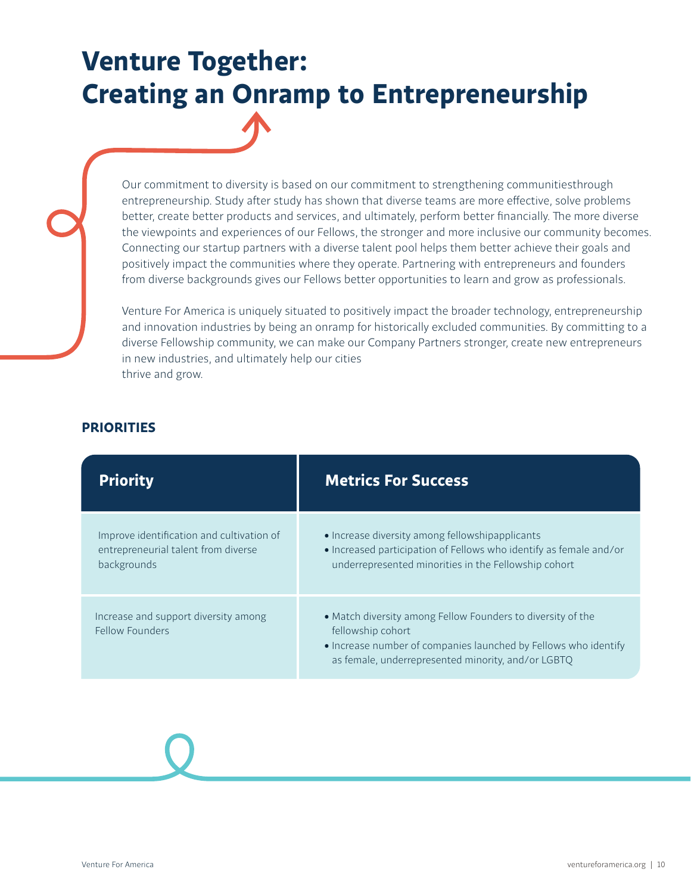# Venture Together: Creating an Onramp to Entrepreneurship

Our commitment to diversity is based on our commitment to strengthening communitiesthrough entrepreneurship. Study after study has shown that diverse teams are more effective, solve problems better, create better products and services, and ultimately, perform better financially. The more diverse the viewpoints and experiences of our Fellows, the stronger and more inclusive our community becomes. Connecting our startup partners with a diverse talent pool helps them better achieve their goals and positively impact the communities where they operate. Partnering with entrepreneurs and founders from diverse backgrounds gives our Fellows better opportunities to learn and grow as professionals.

Venture For America is uniquely situated to positively impact the broader technology, entrepreneurship and innovation industries by being an onramp for historically excluded communities. By committing to a diverse Fellowship community, we can make our Company Partners stronger, create new entrepreneurs in new industries, and ultimately help our cities thrive and grow.

## PRIORITIES

| Priority | Metrics For Success |
| --- | --- |
| Improve identification and cultivation of entrepreneurial talent from diverse backgrounds | • Increase diversity among fellowshipapplicants<br>• Increased participation of Fellows who identify as female and/or underrepresented minorities in the Fellowship cohort |
| Increase and support diversity among Fellow Founders | • Match diversity among Fellow Founders to diversity of the fellowship cohort<br>• Increase number of companies launched by Fellows who identify as female, underrepresented minority, and/or LGBTQ |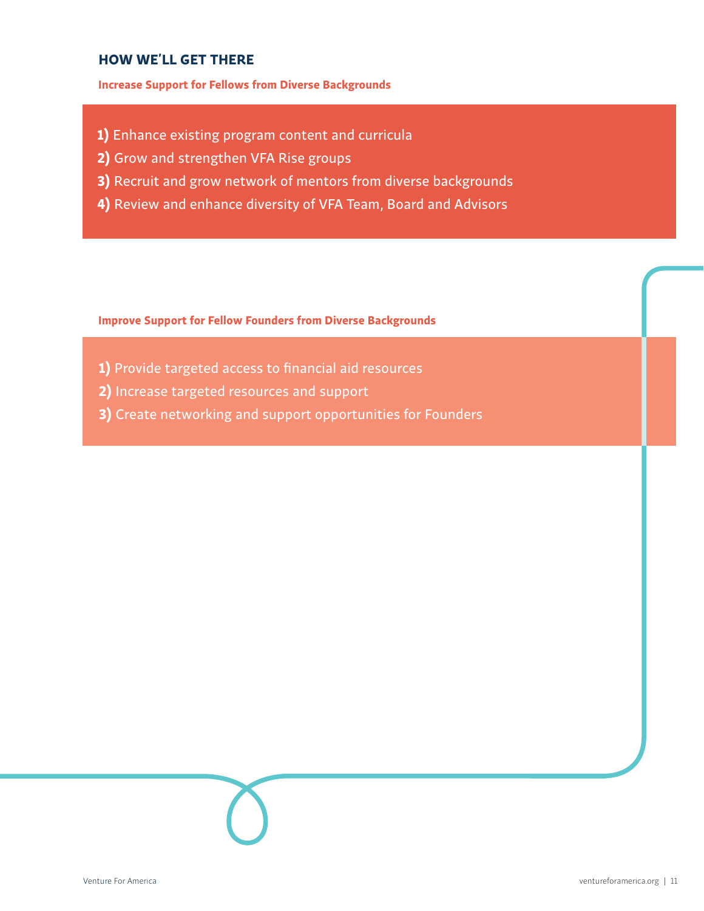## HOW WE'LL GET THERE

### Increase Support for Fellows from Diverse Backgrounds

**1)** Enhance existing program content and curricula
**2)** Grow and strengthen VFA Rise groups
**3)** Recruit and grow network of mentors from diverse backgrounds
**4)** Review and enhance diversity of VFA Team, Board and Advisors

### Improve Support for Fellow Founders from Diverse Backgrounds

**1)** Provide targeted access to financial aid resources
**2)** Increase targeted resources and support
**3)** Create networking and support opportunities for Founders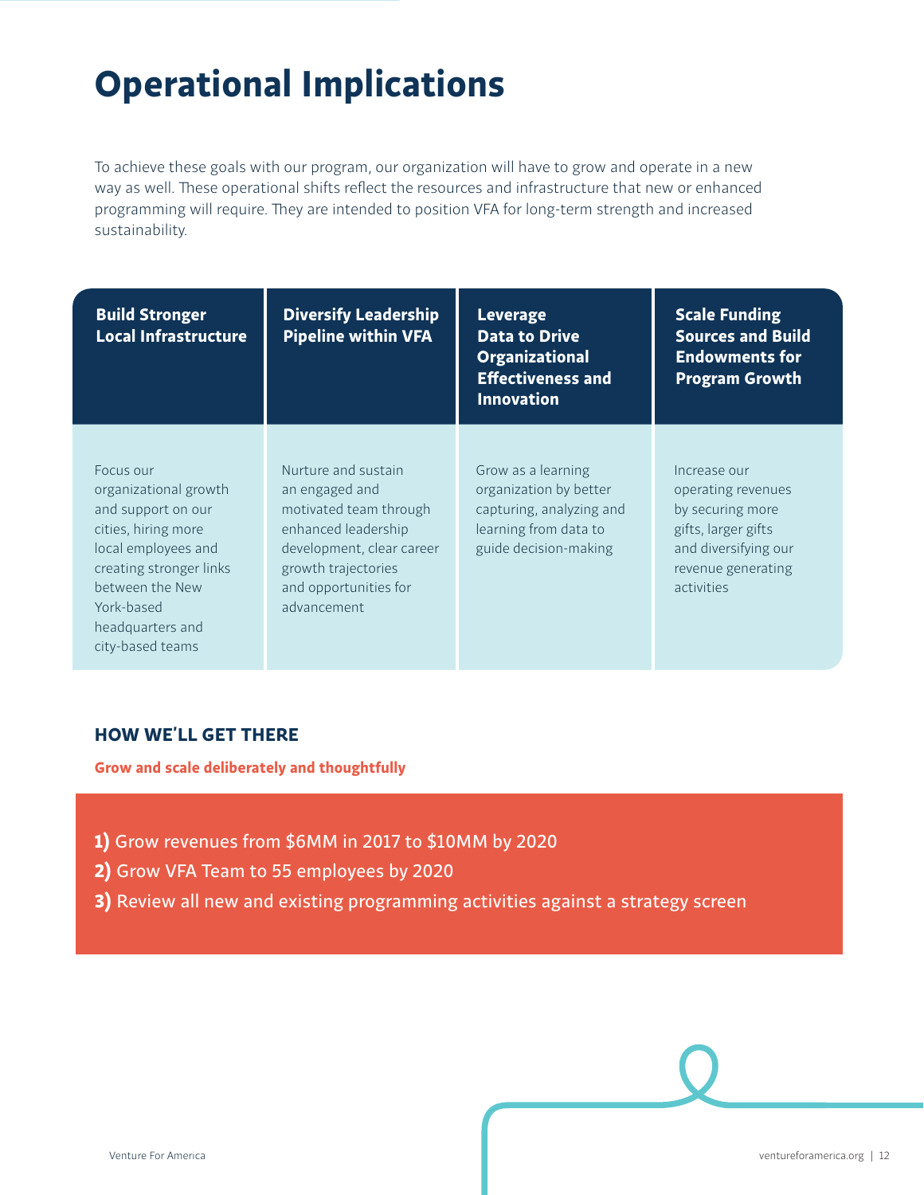# Operational Implications

To achieve these goals with our program, our organization will have to grow and operate in a new way as well. These operational shifts reflect the resources and infrastructure that new or enhanced programming will require. They are intended to position VFA for long-term strength and increased sustainability.

| Build Stronger Local Infrastructure | Diversify Leadership Pipeline within VFA | Leverage Data to Drive Organizational Effectiveness and Innovation | Scale Funding Sources and Build Endowments for Program Growth |
|---|---|---|---|
| Focus our organizational growth and support on our cities, hiring more local employees and creating stronger links between the New York-based headquarters and city-based teams | Nurture and sustain an engaged and motivated team through enhanced leadership development, clear career growth trajectories and opportunities for advancement | Grow as a learning organization by better capturing, analyzing and learning from data to guide decision-making | Increase our operating revenues by securing more gifts, larger gifts and diversifying our revenue generating activities |

### HOW WE'LL GET THERE

**Grow and scale deliberately and thoughtfully**

**1)** Grow revenues from $6MM in 2017 to $10MM by 2020

**2)** Grow VFA Team to 55 employees by 2020

**3)** Review all new and existing programming activities against a strategy screen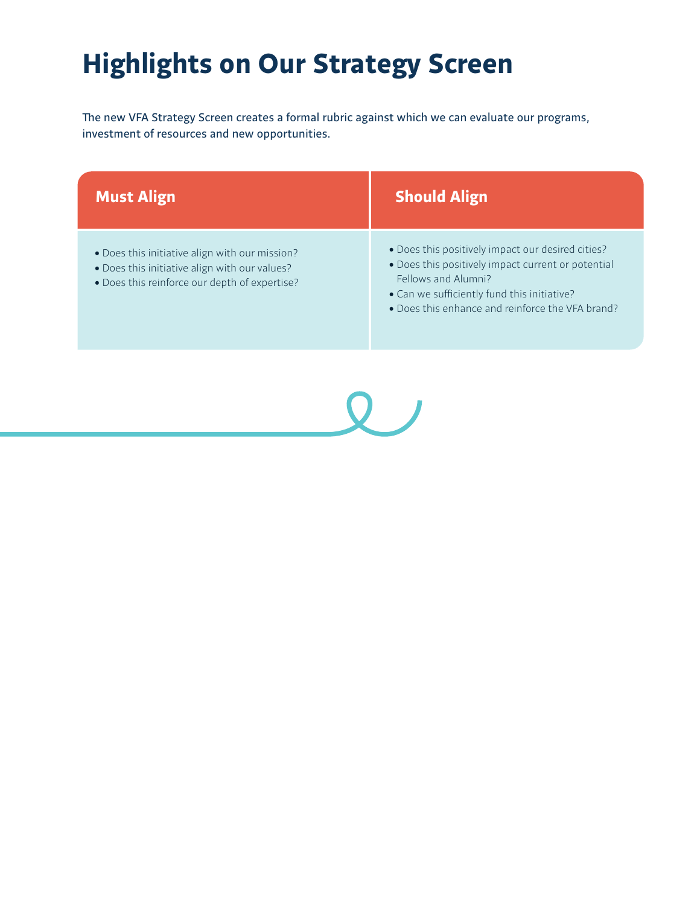# Highlights on Our Strategy Screen

The new VFA Strategy Screen creates a formal rubric against which we can evaluate our programs, investment of resources and new opportunities.

| Must Align | Should Align |
|---|---|
| • Does this initiative align with our mission?<br>• Does this initiative align with our values?<br>• Does this reinforce our depth of expertise? | • Does this positively impact our desired cities?<br>• Does this positively impact current or potential Fellows and Alumni?<br>• Can we sufficiently fund this initiative?<br>• Does this enhance and reinforce the VFA brand? |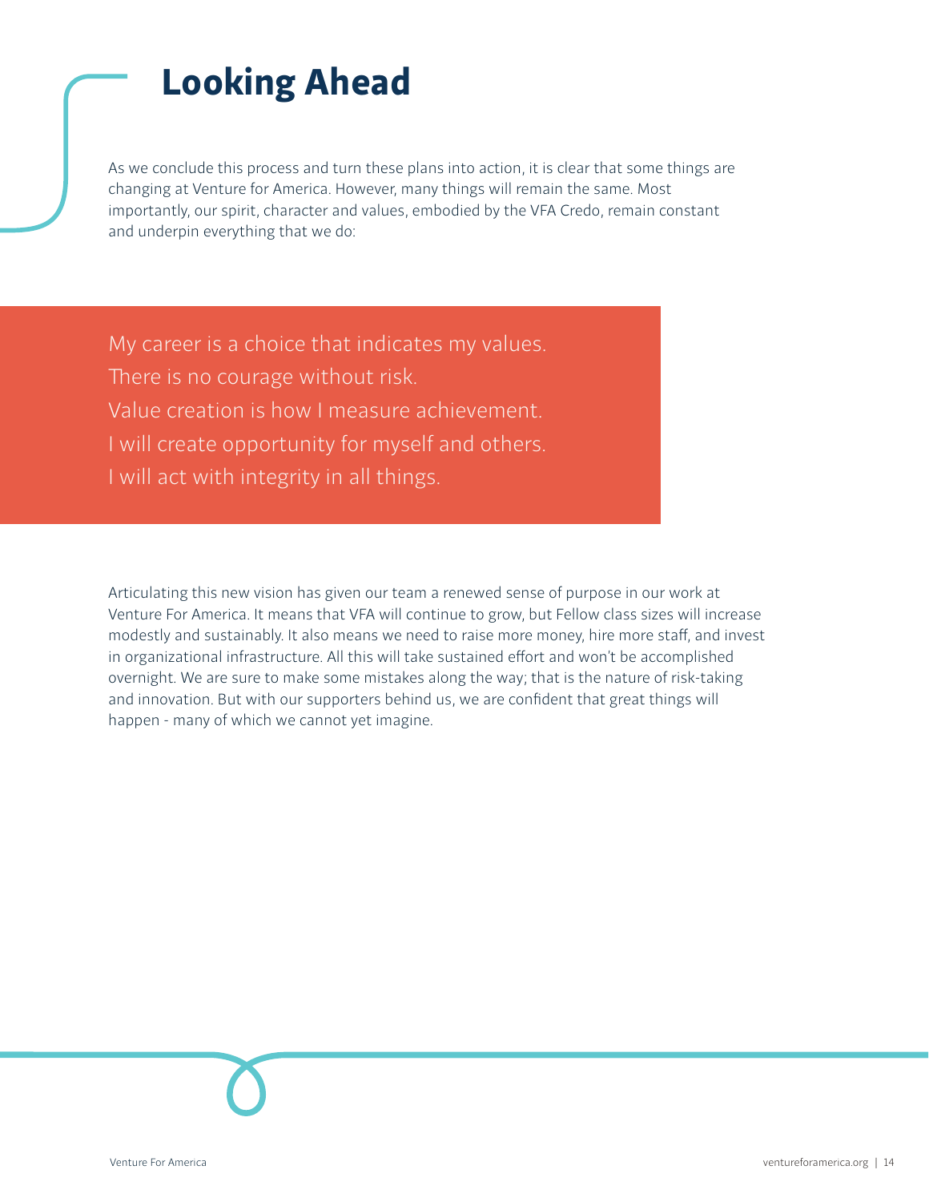# Looking Ahead

As we conclude this process and turn these plans into action, it is clear that some things are changing at Venture for America. However, many things will remain the same. Most importantly, our spirit, character and values, embodied by the VFA Credo, remain constant and underpin everything that we do:

> My career is a choice that indicates my values.
> There is no courage without risk.
> Value creation is how I measure achievement.
> I will create opportunity for myself and others.
> I will act with integrity in all things.

Articulating this new vision has given our team a renewed sense of purpose in our work at Venture For America. It means that VFA will continue to grow, but Fellow class sizes will increase modestly and sustainably. It also means we need to raise more money, hire more staff, and invest in organizational infrastructure. All this will take sustained effort and won't be accomplished overnight. We are sure to make some mistakes along the way; that is the nature of risk-taking and innovation. But with our supporters behind us, we are confident that great things will happen - many of which we cannot yet imagine.